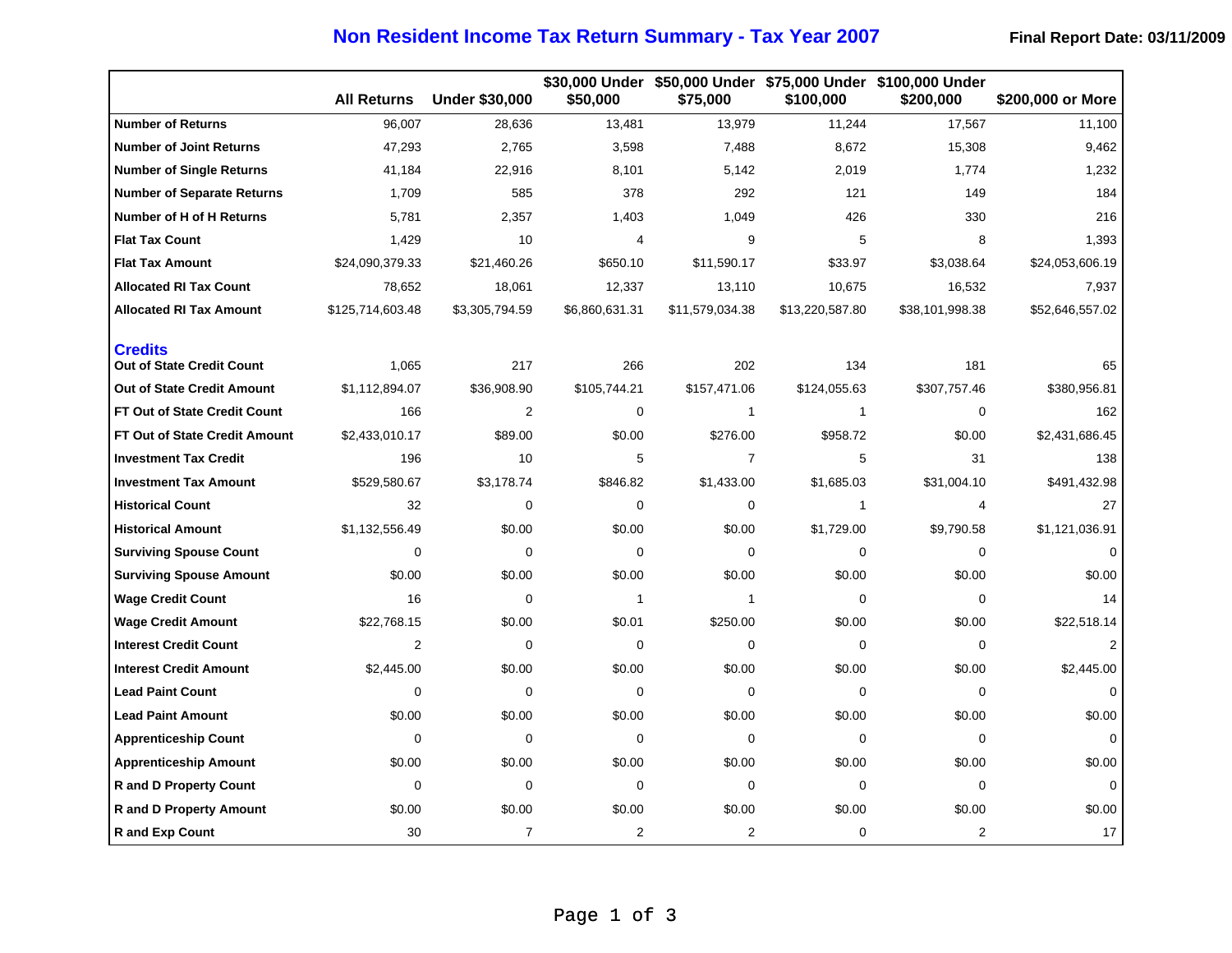# Non Resident Income Tax Return Summary - Tax Year 2007

**Final Report Date: 03/11/2009**

| | All Returns | Under $30,000 | $30,000 Under $50,000 | $50,000 Under $75,000 | $75,000 Under $100,000 | $100,000 Under $200,000 | $200,000 or More |
|---|---|---|---|---|---|---|---|
| **Number of Returns** | 96,007 | 28,636 | 13,481 | 13,979 | 11,244 | 17,567 | 11,100 |
| **Number of Joint Returns** | 47,293 | 2,765 | 3,598 | 7,488 | 8,672 | 15,308 | 9,462 |
| **Number of Single Returns** | 41,184 | 22,916 | 8,101 | 5,142 | 2,019 | 1,774 | 1,232 |
| **Number of Separate Returns** | 1,709 | 585 | 378 | 292 | 121 | 149 | 184 |
| **Number of H of H Returns** | 5,781 | 2,357 | 1,403 | 1,049 | 426 | 330 | 216 |
| **Flat Tax Count** | 1,429 | 10 | 4 | 9 | 5 | 8 | 1,393 |
| **Flat Tax Amount** | $24,090,379.33 | $21,460.26 | $650.10 | $11,590.17 | $33.97 | $3,038.64 | $24,053,606.19 |
| **Allocated RI Tax Count** | 78,652 | 18,061 | 12,337 | 13,110 | 10,675 | 16,532 | 7,937 |
| **Allocated RI Tax Amount** | $125,714,603.48 | $3,305,794.59 | $6,860,631.31 | $11,579,034.38 | $13,220,587.80 | $38,101,998.38 | $52,646,557.02 |
| **Credits** | | | | | | | |
| **Out of State Credit Count** | 1,065 | 217 | 266 | 202 | 134 | 181 | 65 |
| **Out of State Credit Amount** | $1,112,894.07 | $36,908.90 | $105,744.21 | $157,471.06 | $124,055.63 | $307,757.46 | $380,956.81 |
| **FT Out of State Credit Count** | 166 | 2 | 0 | 1 | 1 | 0 | 162 |
| **FT Out of State Credit Amount** | $2,433,010.17 | $89.00 | $0.00 | $276.00 | $958.72 | $0.00 | $2,431,686.45 |
| **Investment Tax Credit** | 196 | 10 | 5 | 7 | 5 | 31 | 138 |
| **Investment Tax Amount** | $529,580.67 | $3,178.74 | $846.82 | $1,433.00 | $1,685.03 | $31,004.10 | $491,432.98 |
| **Historical Count** | 32 | 0 | 0 | 0 | 1 | 4 | 27 |
| **Historical Amount** | $1,132,556.49 | $0.00 | $0.00 | $0.00 | $1,729.00 | $9,790.58 | $1,121,036.91 |
| **Surviving Spouse Count** | 0 | 0 | 0 | 0 | 0 | 0 | 0 |
| **Surviving Spouse Amount** | $0.00 | $0.00 | $0.00 | $0.00 | $0.00 | $0.00 | $0.00 |
| **Wage Credit Count** | 16 | 0 | 1 | 1 | 0 | 0 | 14 |
| **Wage Credit Amount** | $22,768.15 | $0.00 | $0.01 | $250.00 | $0.00 | $0.00 | $22,518.14 |
| **Interest Credit Count** | 2 | 0 | 0 | 0 | 0 | 0 | 2 |
| **Interest Credit Amount** | $2,445.00 | $0.00 | $0.00 | $0.00 | $0.00 | $0.00 | $2,445.00 |
| **Lead Paint Count** | 0 | 0 | 0 | 0 | 0 | 0 | 0 |
| **Lead Paint Amount** | $0.00 | $0.00 | $0.00 | $0.00 | $0.00 | $0.00 | $0.00 |
| **Apprenticeship Count** | 0 | 0 | 0 | 0 | 0 | 0 | 0 |
| **Apprenticeship Amount** | $0.00 | $0.00 | $0.00 | $0.00 | $0.00 | $0.00 | $0.00 |
| **R and D Property Count** | 0 | 0 | 0 | 0 | 0 | 0 | 0 |
| **R and D Property Amount** | $0.00 | $0.00 | $0.00 | $0.00 | $0.00 | $0.00 | $0.00 |
| **R and Exp Count** | 30 | 7 | 2 | 2 | 0 | 2 | 17 |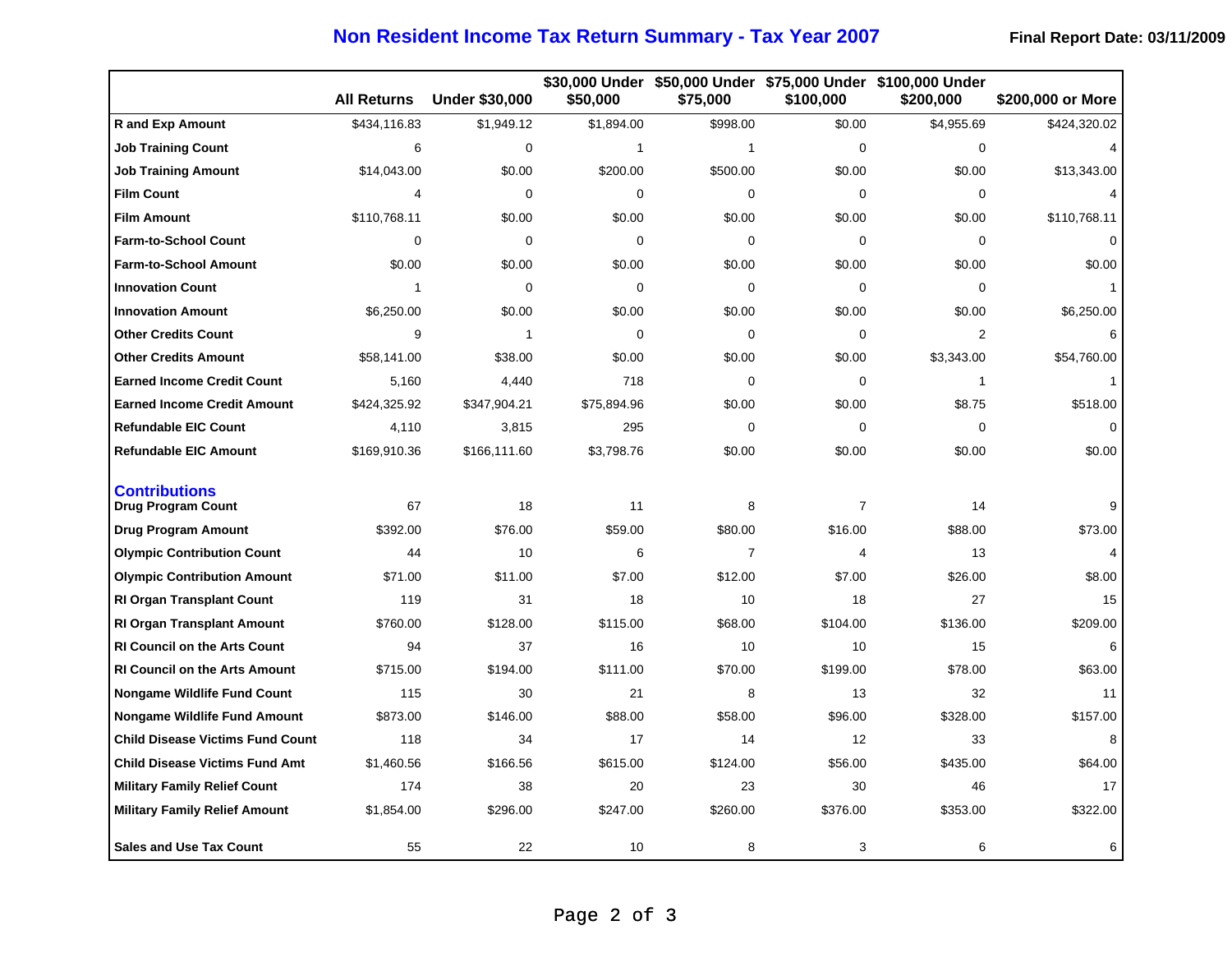# Non Resident Income Tax Return Summary - Tax Year 2007

**Final Report Date: 03/11/2009**

| | All Returns | Under $30,000 | $30,000 Under $50,000 | $50,000 Under $75,000 | $75,000 Under $100,000 | $100,000 Under $200,000 | $200,000 or More |
|---|---|---|---|---|---|---|---|
| **R and Exp Amount** | $434,116.83 | $1,949.12 | $1,894.00 | $998.00 | $0.00 | $4,955.69 | $424,320.02 |
| **Job Training Count** | 6 | 0 | 1 | 1 | 0 | 0 | 4 |
| **Job Training Amount** | $14,043.00 | $0.00 | $200.00 | $500.00 | $0.00 | $0.00 | $13,343.00 |
| **Film Count** | 4 | 0 | 0 | 0 | 0 | 0 | 4 |
| **Film Amount** | $110,768.11 | $0.00 | $0.00 | $0.00 | $0.00 | $0.00 | $110,768.11 |
| **Farm-to-School Count** | 0 | 0 | 0 | 0 | 0 | 0 | 0 |
| **Farm-to-School Amount** | $0.00 | $0.00 | $0.00 | $0.00 | $0.00 | $0.00 | $0.00 |
| **Innovation Count** | 1 | 0 | 0 | 0 | 0 | 0 | 1 |
| **Innovation Amount** | $6,250.00 | $0.00 | $0.00 | $0.00 | $0.00 | $0.00 | $6,250.00 |
| **Other Credits Count** | 9 | 1 | 0 | 0 | 0 | 2 | 6 |
| **Other Credits Amount** | $58,141.00 | $38.00 | $0.00 | $0.00 | $0.00 | $3,343.00 | $54,760.00 |
| **Earned Income Credit Count** | 5,160 | 4,440 | 718 | 0 | 0 | 1 | 1 |
| **Earned Income Credit Amount** | $424,325.92 | $347,904.21 | $75,894.96 | $0.00 | $0.00 | $8.75 | $518.00 |
| **Refundable EIC Count** | 4,110 | 3,815 | 295 | 0 | 0 | 0 | 0 |
| **Refundable EIC Amount** | $169,910.36 | $166,111.60 | $3,798.76 | $0.00 | $0.00 | $0.00 | $0.00 |
| **Contributions** | | | | | | | |
| **Drug Program Count** | 67 | 18 | 11 | 8 | 7 | 14 | 9 |
| **Drug Program Amount** | $392.00 | $76.00 | $59.00 | $80.00 | $16.00 | $88.00 | $73.00 |
| **Olympic Contribution Count** | 44 | 10 | 6 | 7 | 4 | 13 | 4 |
| **Olympic Contribution Amount** | $71.00 | $11.00 | $7.00 | $12.00 | $7.00 | $26.00 | $8.00 |
| **RI Organ Transplant Count** | 119 | 31 | 18 | 10 | 18 | 27 | 15 |
| **RI Organ Transplant Amount** | $760.00 | $128.00 | $115.00 | $68.00 | $104.00 | $136.00 | $209.00 |
| **RI Council on the Arts Count** | 94 | 37 | 16 | 10 | 10 | 15 | 6 |
| **RI Council on the Arts Amount** | $715.00 | $194.00 | $111.00 | $70.00 | $199.00 | $78.00 | $63.00 |
| **Nongame Wildlife Fund Count** | 115 | 30 | 21 | 8 | 13 | 32 | 11 |
| **Nongame Wildlife Fund Amount** | $873.00 | $146.00 | $88.00 | $58.00 | $96.00 | $328.00 | $157.00 |
| **Child Disease Victims Fund Count** | 118 | 34 | 17 | 14 | 12 | 33 | 8 |
| **Child Disease Victims Fund Amt** | $1,460.56 | $166.56 | $615.00 | $124.00 | $56.00 | $435.00 | $64.00 |
| **Military Family Relief Count** | 174 | 38 | 20 | 23 | 30 | 46 | 17 |
| **Military Family Relief Amount** | $1,854.00 | $296.00 | $247.00 | $260.00 | $376.00 | $353.00 | $322.00 |
| **Sales and Use Tax Count** | 55 | 22 | 10 | 8 | 3 | 6 | 6 |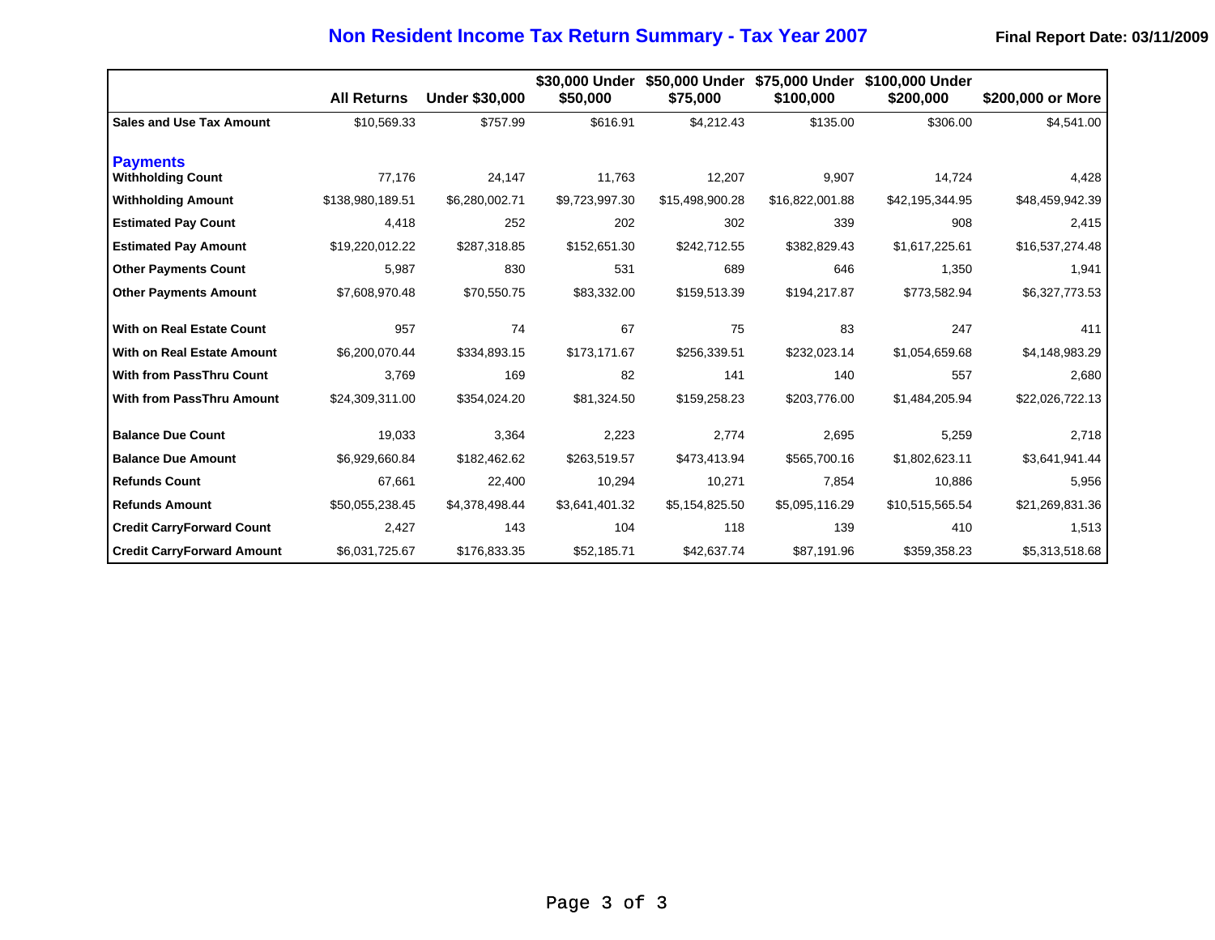# Non Resident Income Tax Return Summary - Tax Year 2007

**Final Report Date: 03/11/2009**

| | All Returns | Under $30,000 | $30,000 Under $50,000 | $50,000 Under $75,000 | $75,000 Under $100,000 | $100,000 Under $200,000 | $200,000 or More |
|---|---|---|---|---|---|---|---|
| **Sales and Use Tax Amount** | $10,569.33 | $757.99 | $616.91 | $4,212.43 | $135.00 | $306.00 | $4,541.00 |
| **Payments** | | | | | | | |
| **Withholding Count** | 77,176 | 24,147 | 11,763 | 12,207 | 9,907 | 14,724 | 4,428 |
| **Withholding Amount** | $138,980,189.51 | $6,280,002.71 | $9,723,997.30 | $15,498,900.28 | $16,822,001.88 | $42,195,344.95 | $48,459,942.39 |
| **Estimated Pay Count** | 4,418 | 252 | 202 | 302 | 339 | 908 | 2,415 |
| **Estimated Pay Amount** | $19,220,012.22 | $287,318.85 | $152,651.30 | $242,712.55 | $382,829.43 | $1,617,225.61 | $16,537,274.48 |
| **Other Payments Count** | 5,987 | 830 | 531 | 689 | 646 | 1,350 | 1,941 |
| **Other Payments Amount** | $7,608,970.48 | $70,550.75 | $83,332.00 | $159,513.39 | $194,217.87 | $773,582.94 | $6,327,773.53 |
| **With on Real Estate Count** | 957 | 74 | 67 | 75 | 83 | 247 | 411 |
| **With on Real Estate Amount** | $6,200,070.44 | $334,893.15 | $173,171.67 | $256,339.51 | $232,023.14 | $1,054,659.68 | $4,148,983.29 |
| **With from PassThru Count** | 3,769 | 169 | 82 | 141 | 140 | 557 | 2,680 |
| **With from PassThru Amount** | $24,309,311.00 | $354,024.20 | $81,324.50 | $159,258.23 | $203,776.00 | $1,484,205.94 | $22,026,722.13 |
| **Balance Due Count** | 19,033 | 3,364 | 2,223 | 2,774 | 2,695 | 5,259 | 2,718 |
| **Balance Due Amount** | $6,929,660.84 | $182,462.62 | $263,519.57 | $473,413.94 | $565,700.16 | $1,802,623.11 | $3,641,941.44 |
| **Refunds Count** | 67,661 | 22,400 | 10,294 | 10,271 | 7,854 | 10,886 | 5,956 |
| **Refunds Amount** | $50,055,238.45 | $4,378,498.44 | $3,641,401.32 | $5,154,825.50 | $5,095,116.29 | $10,515,565.54 | $21,269,831.36 |
| **Credit CarryForward Count** | 2,427 | 143 | 104 | 118 | 139 | 410 | 1,513 |
| **Credit CarryForward Amount** | $6,031,725.67 | $176,833.35 | $52,185.71 | $42,637.74 | $87,191.96 | $359,358.23 | $5,313,518.68 |